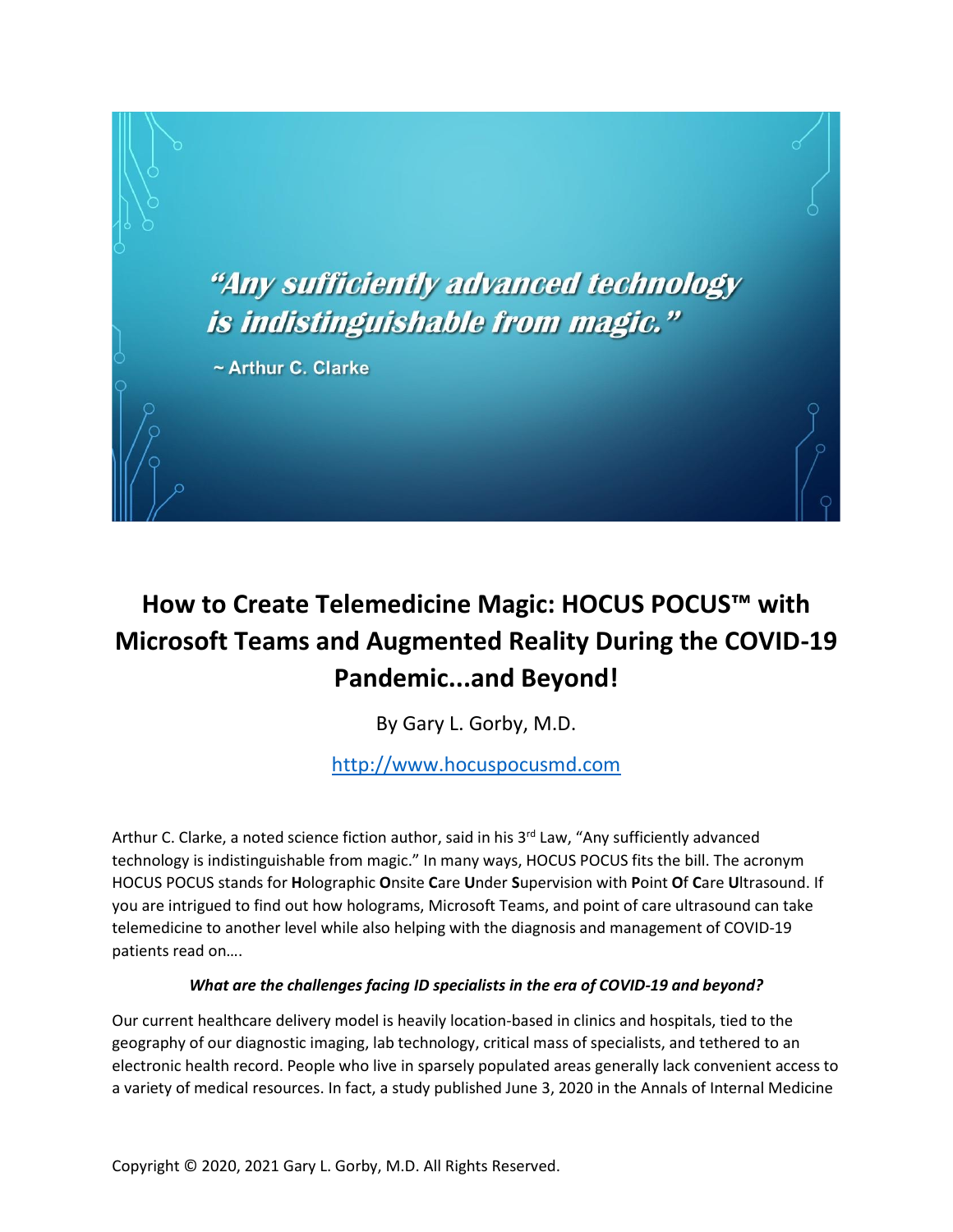*"Any sufficiently advanced technology is indistinguishable from magic."*

~ Arthur C. Clarke

# How to Create Telemedicine Magic: HOCUS POCUS™ with Microsoft Teams and Augmented Reality During the COVID-19 Pandemic...and Beyond!

By Gary L. Gorby, M.D.

http://www.hocuspocusmd.com

Arthur C. Clarke, a noted science fiction author, said in his 3rd Law, "Any sufficiently advanced technology is indistinguishable from magic." In many ways, HOCUS POCUS fits the bill. The acronym HOCUS POCUS stands for **H**olographic **O**nsite **C**are **U**nder **S**upervision with **P**oint **O**f **C**are **U**ltrasound. If you are intrigued to find out how holograms, Microsoft Teams, and point of care ultrasound can take telemedicine to another level while also helping with the diagnosis and management of COVID-19 patients read on….

***What are the challenges facing ID specialists in the era of COVID-19 and beyond?***

Our current healthcare delivery model is heavily location-based in clinics and hospitals, tied to the geography of our diagnostic imaging, lab technology, critical mass of specialists, and tethered to an electronic health record. People who live in sparsely populated areas generally lack convenient access to a variety of medical resources. In fact, a study published June 3, 2020 in the Annals of Internal Medicine

Copyright © 2020, 2021 Gary L. Gorby, M.D. All Rights Reserved.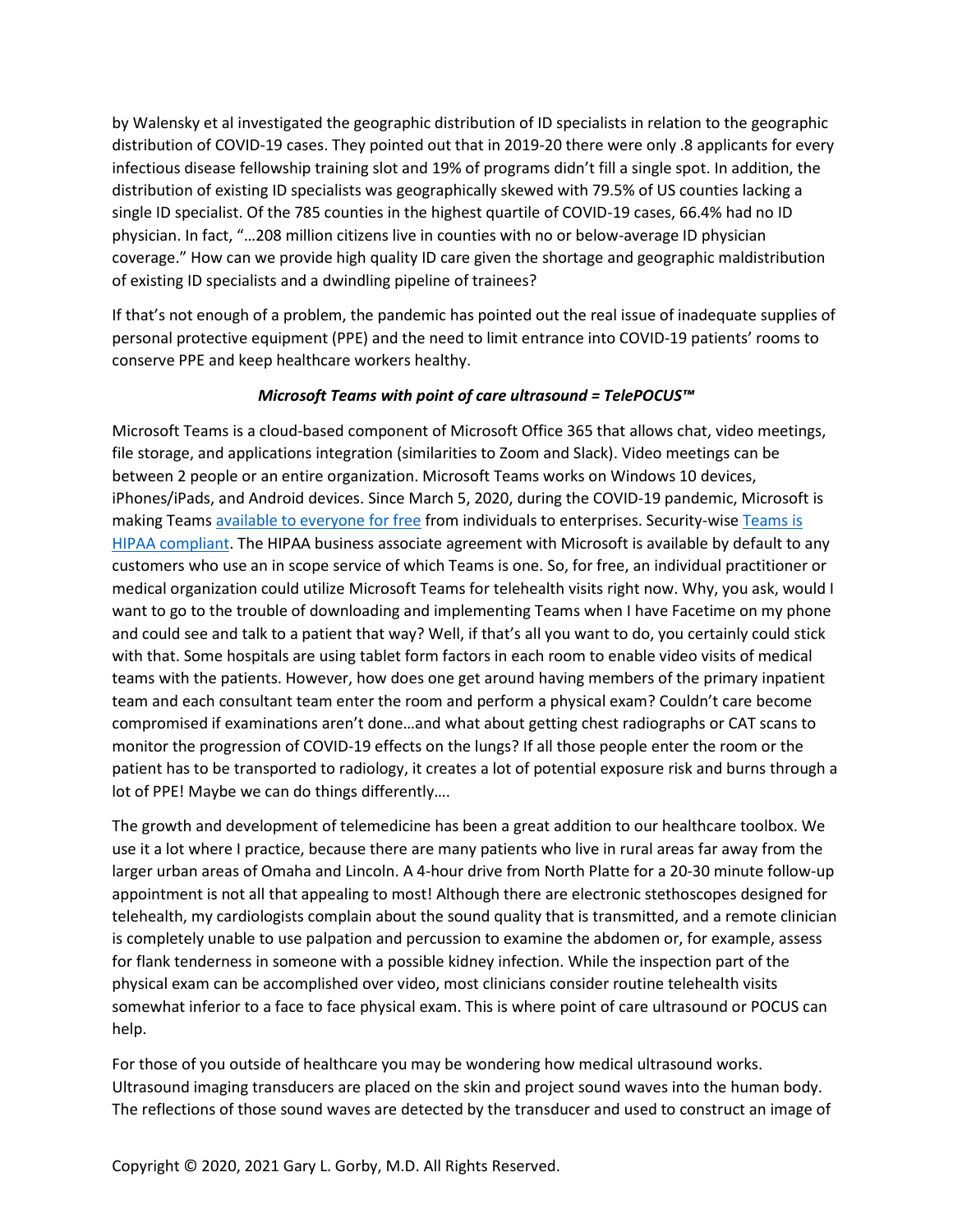by Walensky et al investigated the geographic distribution of ID specialists in relation to the geographic distribution of COVID-19 cases. They pointed out that in 2019-20 there were only .8 applicants for every infectious disease fellowship training slot and 19% of programs didn't fill a single spot. In addition, the distribution of existing ID specialists was geographically skewed with 79.5% of US counties lacking a single ID specialist. Of the 785 counties in the highest quartile of COVID-19 cases, 66.4% had no ID physician. In fact, "…208 million citizens live in counties with no or below-average ID physician coverage." How can we provide high quality ID care given the shortage and geographic maldistribution of existing ID specialists and a dwindling pipeline of trainees?

If that's not enough of a problem, the pandemic has pointed out the real issue of inadequate supplies of personal protective equipment (PPE) and the need to limit entrance into COVID-19 patients' rooms to conserve PPE and keep healthcare workers healthy.

***Microsoft Teams with point of care ultrasound = TelePOCUS™***

Microsoft Teams is a cloud-based component of Microsoft Office 365 that allows chat, video meetings, file storage, and applications integration (similarities to Zoom and Slack). Video meetings can be between 2 people or an entire organization. Microsoft Teams works on Windows 10 devices, iPhones/iPads, and Android devices. Since March 5, 2020, during the COVID-19 pandemic, Microsoft is making Teams available to everyone for free from individuals to enterprises. Security-wise Teams is HIPAA compliant. The HIPAA business associate agreement with Microsoft is available by default to any customers who use an in scope service of which Teams is one. So, for free, an individual practitioner or medical organization could utilize Microsoft Teams for telehealth visits right now. Why, you ask, would I want to go to the trouble of downloading and implementing Teams when I have Facetime on my phone and could see and talk to a patient that way? Well, if that's all you want to do, you certainly could stick with that. Some hospitals are using tablet form factors in each room to enable video visits of medical teams with the patients. However, how does one get around having members of the primary inpatient team and each consultant team enter the room and perform a physical exam? Couldn't care become compromised if examinations aren't done…and what about getting chest radiographs or CAT scans to monitor the progression of COVID-19 effects on the lungs? If all those people enter the room or the patient has to be transported to radiology, it creates a lot of potential exposure risk and burns through a lot of PPE! Maybe we can do things differently….

The growth and development of telemedicine has been a great addition to our healthcare toolbox. We use it a lot where I practice, because there are many patients who live in rural areas far away from the larger urban areas of Omaha and Lincoln. A 4-hour drive from North Platte for a 20-30 minute follow-up appointment is not all that appealing to most! Although there are electronic stethoscopes designed for telehealth, my cardiologists complain about the sound quality that is transmitted, and a remote clinician is completely unable to use palpation and percussion to examine the abdomen or, for example, assess for flank tenderness in someone with a possible kidney infection. While the inspection part of the physical exam can be accomplished over video, most clinicians consider routine telehealth visits somewhat inferior to a face to face physical exam. This is where point of care ultrasound or POCUS can help.

For those of you outside of healthcare you may be wondering how medical ultrasound works. Ultrasound imaging transducers are placed on the skin and project sound waves into the human body. The reflections of those sound waves are detected by the transducer and used to construct an image of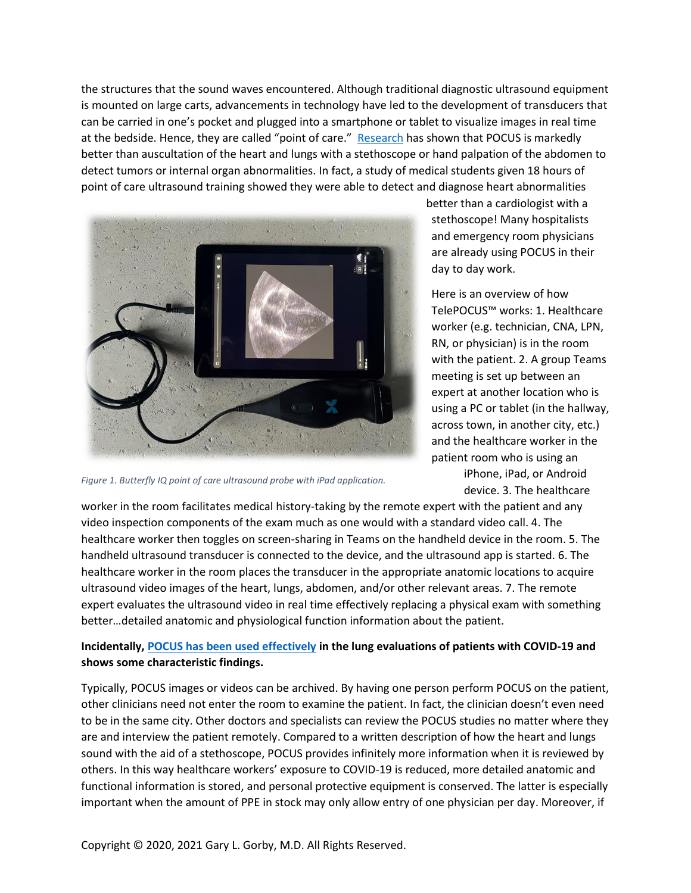the structures that the sound waves encountered. Although traditional diagnostic ultrasound equipment is mounted on large carts, advancements in technology have led to the development of transducers that can be carried in one's pocket and plugged into a smartphone or tablet to visualize images in real time at the bedside. Hence, they are called "point of care." Research has shown that POCUS is markedly better than auscultation of the heart and lungs with a stethoscope or hand palpation of the abdomen to detect tumors or internal organ abnormalities. In fact, a study of medical students given 18 hours of point of care ultrasound training showed they were able to detect and diagnose heart abnormalities better than a cardiologist with a stethoscope! Many hospitalists and emergency room physicians are already using POCUS in their day to day work.

*Figure 1. Butterfly IQ point of care ultrasound probe with iPad application.*

Here is an overview of how TelePOCUS™ works: 1. Healthcare worker (e.g. technician, CNA, LPN, RN, or physician) is in the room with the patient. 2. A group Teams meeting is set up between an expert at another location who is using a PC or tablet (in the hallway, across town, in another city, etc.) and the healthcare worker in the patient room who is using an iPhone, iPad, or Android device. 3. The healthcare worker in the room facilitates medical history-taking by the remote expert with the patient and any video inspection components of the exam much as one would with a standard video call. 4. The healthcare worker then toggles on screen-sharing in Teams on the handheld device in the room. 5. The handheld ultrasound transducer is connected to the device, and the ultrasound app is started. 6. The healthcare worker in the room places the transducer in the appropriate anatomic locations to acquire ultrasound video images of the heart, lungs, abdomen, and/or other relevant areas. 7. The remote expert evaluates the ultrasound video in real time effectively replacing a physical exam with something better…detailed anatomic and physiological function information about the patient.

**Incidentally, POCUS has been used effectively in the lung evaluations of patients with COVID-19 and shows some characteristic findings.**

Typically, POCUS images or videos can be archived. By having one person perform POCUS on the patient, other clinicians need not enter the room to examine the patient. In fact, the clinician doesn't even need to be in the same city. Other doctors and specialists can review the POCUS studies no matter where they are and interview the patient remotely. Compared to a written description of how the heart and lungs sound with the aid of a stethoscope, POCUS provides infinitely more information when it is reviewed by others. In this way healthcare workers' exposure to COVID-19 is reduced, more detailed anatomic and functional information is stored, and personal protective equipment is conserved. The latter is especially important when the amount of PPE in stock may only allow entry of one physician per day. Moreover, if

Copyright © 2020, 2021 Gary L. Gorby, M.D. All Rights Reserved.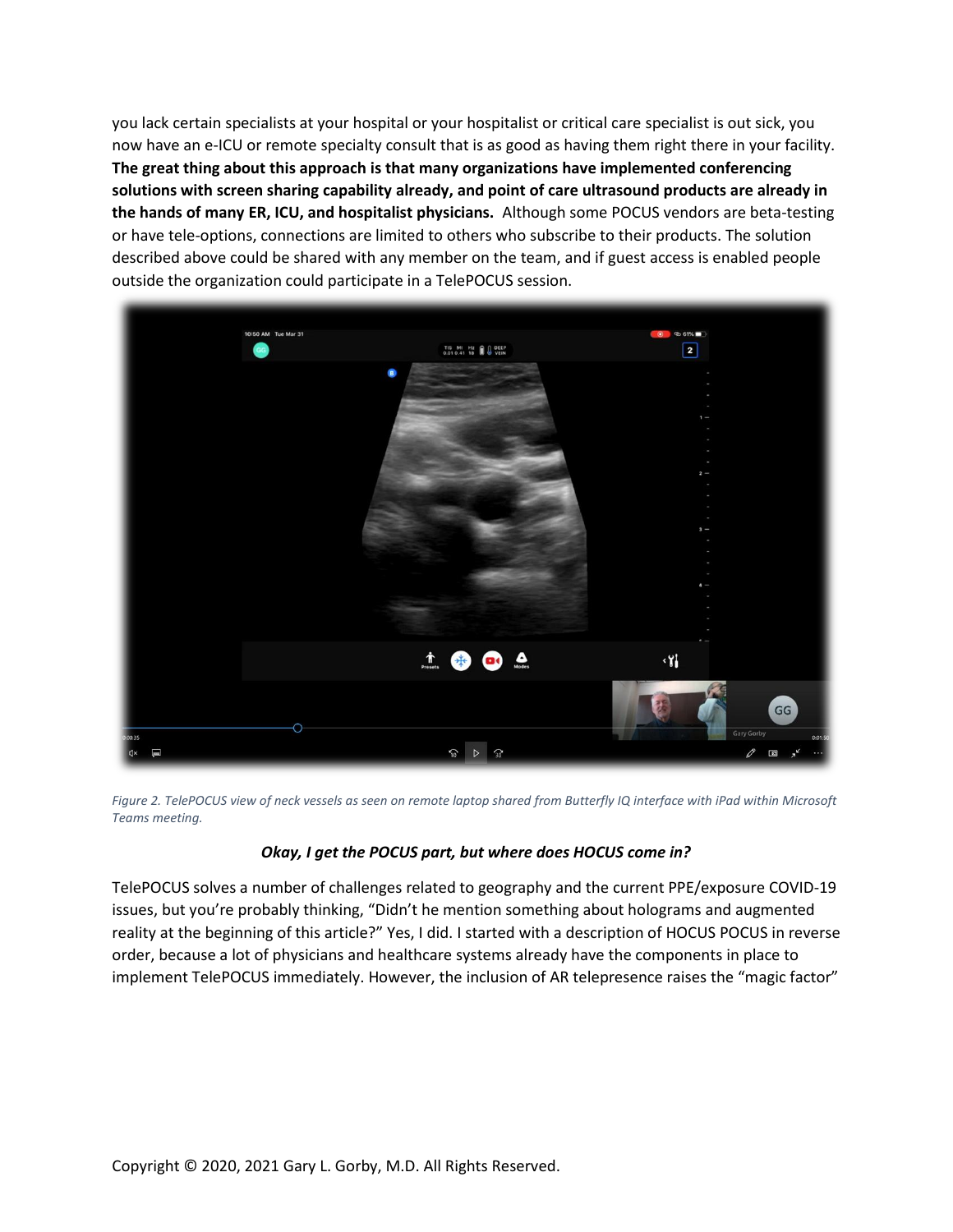you lack certain specialists at your hospital or your hospitalist or critical care specialist is out sick, you now have an e-ICU or remote specialty consult that is as good as having them right there in your facility. **The great thing about this approach is that many organizations have implemented conferencing solutions with screen sharing capability already, and point of care ultrasound products are already in the hands of many ER, ICU, and hospitalist physicians.** Although some POCUS vendors are beta-testing or have tele-options, connections are limited to others who subscribe to their products. The solution described above could be shared with any member on the team, and if guest access is enabled people outside the organization could participate in a TelePOCUS session.

*Figure 2. TelePOCUS view of neck vessels as seen on remote laptop shared from Butterfly IQ interface with iPad within Microsoft Teams meeting.*

***Okay, I get the POCUS part, but where does HOCUS come in?***

TelePOCUS solves a number of challenges related to geography and the current PPE/exposure COVID-19 issues, but you're probably thinking, "Didn't he mention something about holograms and augmented reality at the beginning of this article?" Yes, I did. I started with a description of HOCUS POCUS in reverse order, because a lot of physicians and healthcare systems already have the components in place to implement TelePOCUS immediately. However, the inclusion of AR telepresence raises the "magic factor"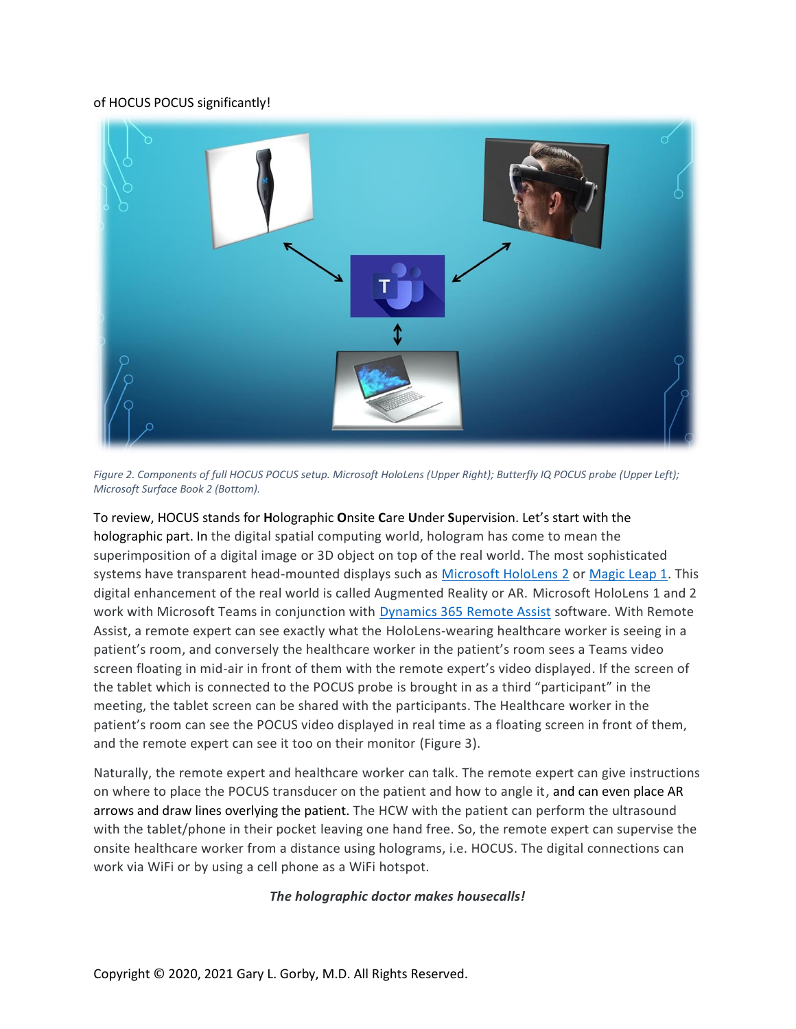of HOCUS POCUS significantly!

*Figure 2. Components of full HOCUS POCUS setup. Microsoft HoloLens (Upper Right); Butterfly IQ POCUS probe (Upper Left); Microsoft Surface Book 2 (Bottom).*

To review, HOCUS stands for **H**olographic **O**nsite **C**are **U**nder **S**upervision. Let's start with the holographic part. In the digital spatial computing world, hologram has come to mean the superimposition of a digital image or 3D object on top of the real world. The most sophisticated systems have transparent head-mounted displays such as Microsoft HoloLens 2 or Magic Leap 1. This digital enhancement of the real world is called Augmented Reality or AR. Microsoft HoloLens 1 and 2 work with Microsoft Teams in conjunction with Dynamics 365 Remote Assist software. With Remote Assist, a remote expert can see exactly what the HoloLens-wearing healthcare worker is seeing in a patient's room, and conversely the healthcare worker in the patient's room sees a Teams video screen floating in mid-air in front of them with the remote expert's video displayed. If the screen of the tablet which is connected to the POCUS probe is brought in as a third "participant" in the meeting, the tablet screen can be shared with the participants. The Healthcare worker in the patient's room can see the POCUS video displayed in real time as a floating screen in front of them, and the remote expert can see it too on their monitor (Figure 3).

Naturally, the remote expert and healthcare worker can talk. The remote expert can give instructions on where to place the POCUS transducer on the patient and how to angle it, and can even place AR arrows and draw lines overlying the patient. The HCW with the patient can perform the ultrasound with the tablet/phone in their pocket leaving one hand free. So, the remote expert can supervise the onsite healthcare worker from a distance using holograms, i.e. HOCUS. The digital connections can work via WiFi or by using a cell phone as a WiFi hotspot.

***The holographic doctor makes housecalls!***

Copyright © 2020, 2021 Gary L. Gorby, M.D. All Rights Reserved.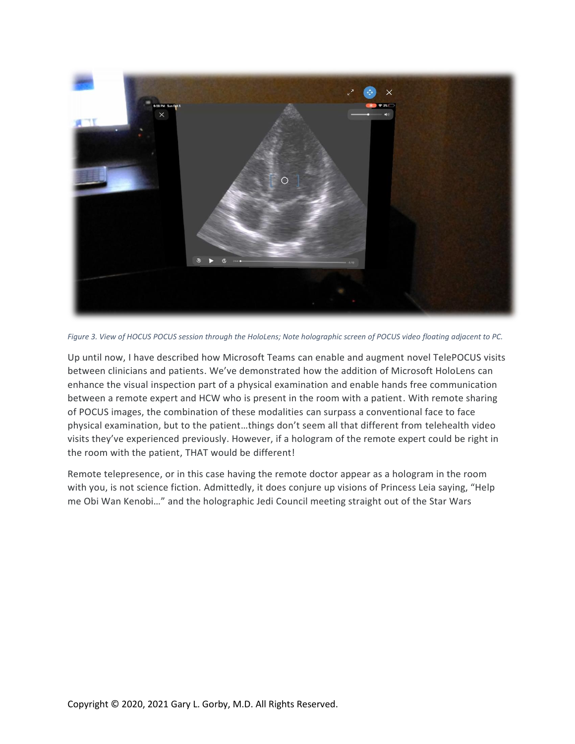*Figure 3. View of HOCUS POCUS session through the HoloLens; Note holographic screen of POCUS video floating adjacent to PC.*

Up until now, I have described how Microsoft Teams can enable and augment novel TelePOCUS visits between clinicians and patients. We've demonstrated how the addition of Microsoft HoloLens can enhance the visual inspection part of a physical examination and enable hands free communication between a remote expert and HCW who is present in the room with a patient. With remote sharing of POCUS images, the combination of these modalities can surpass a conventional face to face physical examination, but to the patient…things don't seem all that different from telehealth video visits they've experienced previously. However, if a hologram of the remote expert could be right in the room with the patient, THAT would be different!

Remote telepresence, or in this case having the remote doctor appear as a hologram in the room with you, is not science fiction. Admittedly, it does conjure up visions of Princess Leia saying, "Help me Obi Wan Kenobi…" and the holographic Jedi Council meeting straight out of the Star Wars

Copyright © 2020, 2021 Gary L. Gorby, M.D. All Rights Reserved.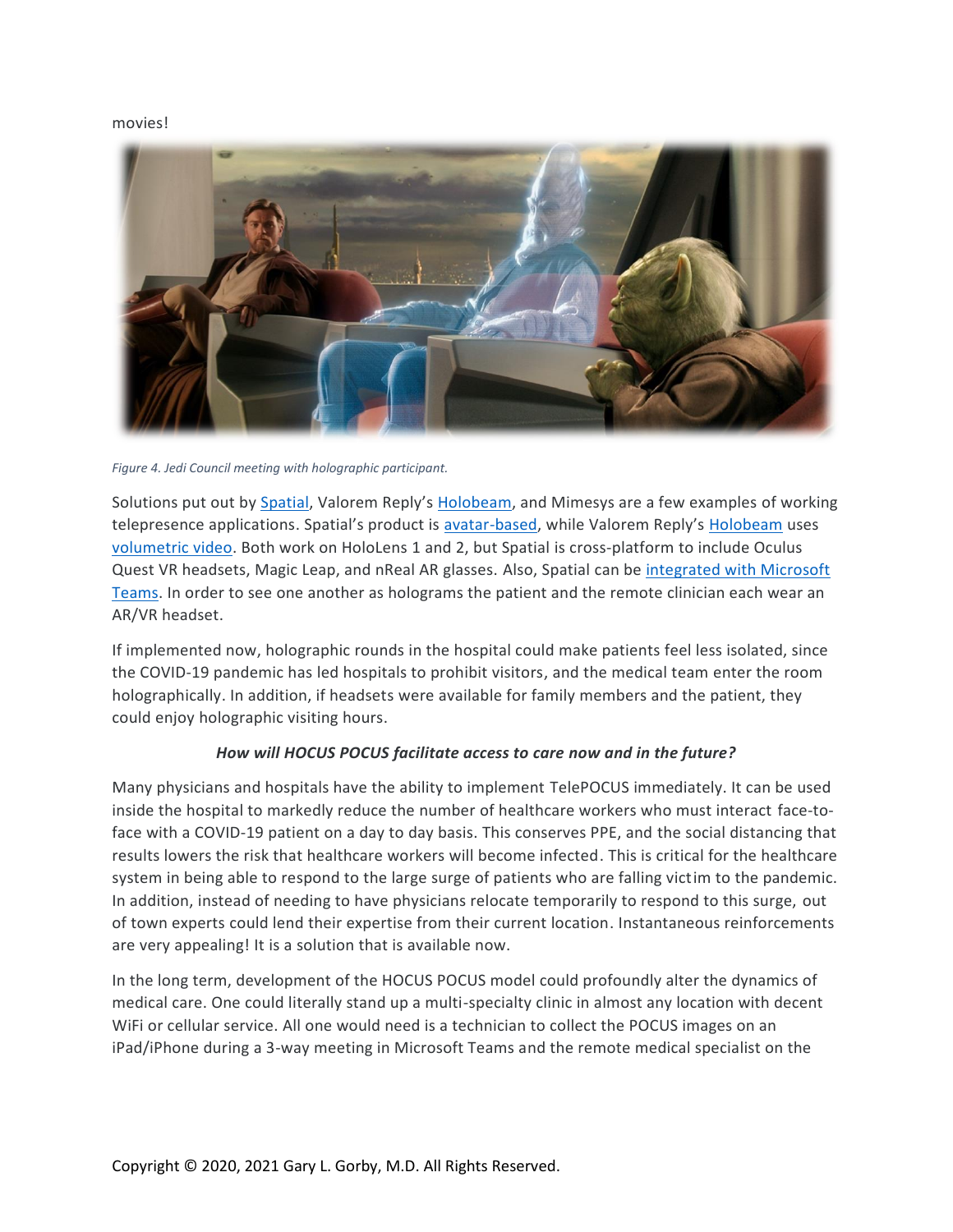movies!

*Figure 4. Jedi Council meeting with holographic participant.*

Solutions put out by Spatial, Valorem Reply's Holobeam, and Mimesys are a few examples of working telepresence applications. Spatial's product is avatar-based, while Valorem Reply's Holobeam uses volumetric video. Both work on HoloLens 1 and 2, but Spatial is cross-platform to include Oculus Quest VR headsets, Magic Leap, and nReal AR glasses. Also, Spatial can be integrated with Microsoft Teams. In order to see one another as holograms the patient and the remote clinician each wear an AR/VR headset.

If implemented now, holographic rounds in the hospital could make patients feel less isolated, since the COVID-19 pandemic has led hospitals to prohibit visitors, and the medical team enter the room holographically. In addition, if headsets were available for family members and the patient, they could enjoy holographic visiting hours.

***How will HOCUS POCUS facilitate access to care now and in the future?***

Many physicians and hospitals have the ability to implement TelePOCUS immediately. It can be used inside the hospital to markedly reduce the number of healthcare workers who must interact face-to-face with a COVID-19 patient on a day to day basis. This conserves PPE, and the social distancing that results lowers the risk that healthcare workers will become infected. This is critical for the healthcare system in being able to respond to the large surge of patients who are falling victim to the pandemic. In addition, instead of needing to have physicians relocate temporarily to respond to this surge, out of town experts could lend their expertise from their current location. Instantaneous reinforcements are very appealing! It is a solution that is available now.

In the long term, development of the HOCUS POCUS model could profoundly alter the dynamics of medical care. One could literally stand up a multi-specialty clinic in almost any location with decent WiFi or cellular service. All one would need is a technician to collect the POCUS images on an iPad/iPhone during a 3-way meeting in Microsoft Teams and the remote medical specialist on the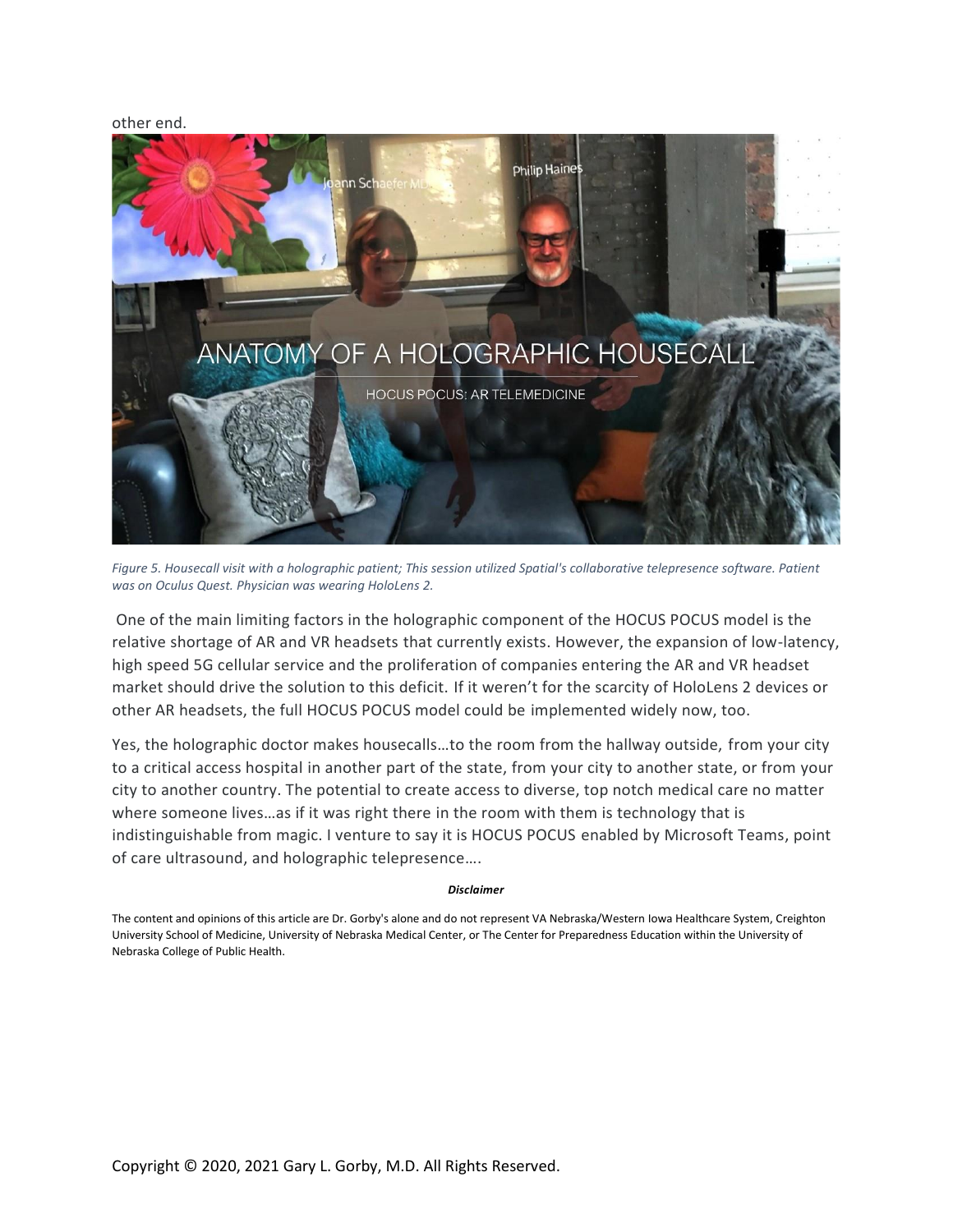other end.

*Figure 5. Housecall visit with a holographic patient; This session utilized Spatial's collaborative telepresence software. Patient was on Oculus Quest. Physician was wearing HoloLens 2.*

One of the main limiting factors in the holographic component of the HOCUS POCUS model is the relative shortage of AR and VR headsets that currently exists. However, the expansion of low-latency, high speed 5G cellular service and the proliferation of companies entering the AR and VR headset market should drive the solution to this deficit. If it weren't for the scarcity of HoloLens 2 devices or other AR headsets, the full HOCUS POCUS model could be implemented widely now, too.

Yes, the holographic doctor makes housecalls…to the room from the hallway outside, from your city to a critical access hospital in another part of the state, from your city to another state, or from your city to another country. The potential to create access to diverse, top notch medical care no matter where someone lives…as if it was right there in the room with them is technology that is indistinguishable from magic. I venture to say it is HOCUS POCUS enabled by Microsoft Teams, point of care ultrasound, and holographic telepresence….

***Disclaimer***

The content and opinions of this article are Dr. Gorby's alone and do not represent VA Nebraska/Western Iowa Healthcare System, Creighton University School of Medicine, University of Nebraska Medical Center, or The Center for Preparedness Education within the University of Nebraska College of Public Health.

Copyright © 2020, 2021 Gary L. Gorby, M.D. All Rights Reserved.